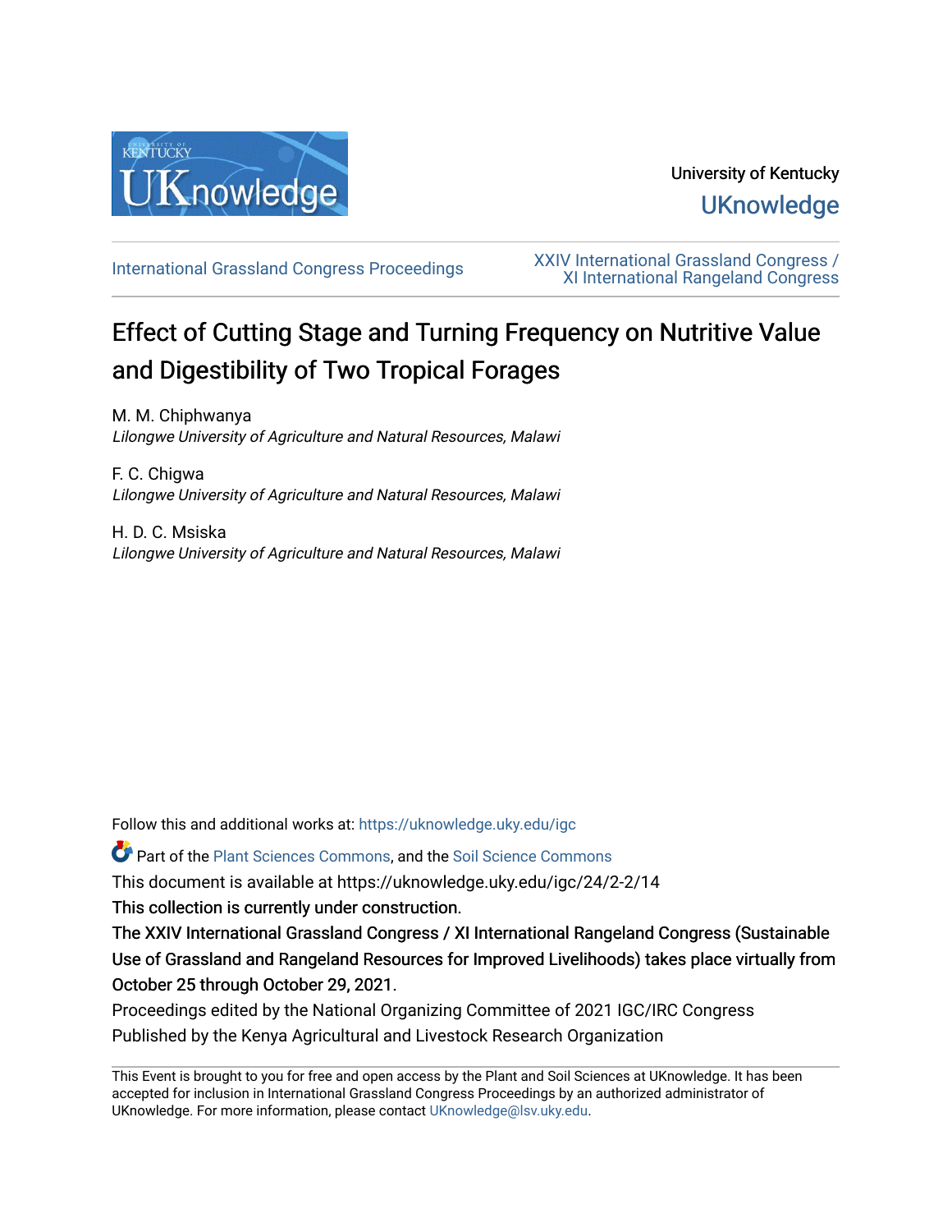University of Kentucky

UKnowledge

International Grassland Congress Proceedings

XXIV International Grassland Congress / XI International Rangeland Congress

# Effect of Cutting Stage and Turning Frequency on Nutritive Value and Digestibility of Two Tropical Forages

M. M. Chiphwanya
*Lilongwe University of Agriculture and Natural Resources, Malawi*

F. C. Chigwa
*Lilongwe University of Agriculture and Natural Resources, Malawi*

H. D. C. Msiska
*Lilongwe University of Agriculture and Natural Resources, Malawi*

Follow this and additional works at: https://uknowledge.uky.edu/igc

Part of the Plant Sciences Commons, and the Soil Science Commons

This document is available at https://uknowledge.uky.edu/igc/24/2-2/14

This collection is currently under construction.

The XXIV International Grassland Congress / XI International Rangeland Congress (Sustainable Use of Grassland and Rangeland Resources for Improved Livelihoods) takes place virtually from October 25 through October 29, 2021.

Proceedings edited by the National Organizing Committee of 2021 IGC/IRC Congress

Published by the Kenya Agricultural and Livestock Research Organization

This Event is brought to you for free and open access by the Plant and Soil Sciences at UKnowledge. It has been accepted for inclusion in International Grassland Congress Proceedings by an authorized administrator of UKnowledge. For more information, please contact UKnowledge@lsv.uky.edu.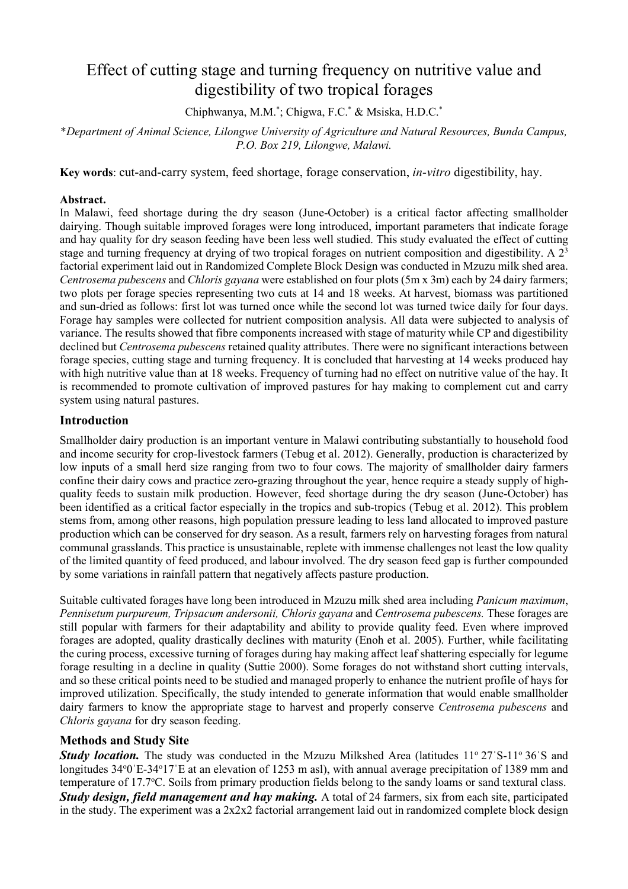# Effect of cutting stage and turning frequency on nutritive value and digestibility of two tropical forages

Chiphwanya, M.M.*; Chigwa, F.C.* & Msiska, H.D.C.*

**Department of Animal Science, Lilongwe University of Agriculture and Natural Resources, Bunda Campus, P.O. Box 219, Lilongwe, Malawi.*

**Key words**: cut-and-carry system, feed shortage, forage conservation, *in-vitro* digestibility, hay.

**Abstract.**

In Malawi, feed shortage during the dry season (June-October) is a critical factor affecting smallholder dairying. Though suitable improved forages were long introduced, important parameters that indicate forage and hay quality for dry season feeding have been less well studied. This study evaluated the effect of cutting stage and turning frequency at drying of two tropical forages on nutrient composition and digestibility. A $2^3$ factorial experiment laid out in Randomized Complete Block Design was conducted in Mzuzu milk shed area. *Centrosema pubescens* and *Chloris gayana* were established on four plots (5m x 3m) each by 24 dairy farmers; two plots per forage species representing two cuts at 14 and 18 weeks. At harvest, biomass was partitioned and sun-dried as follows: first lot was turned once while the second lot was turned twice daily for four days. Forage hay samples were collected for nutrient composition analysis. All data were subjected to analysis of variance. The results showed that fibre components increased with stage of maturity while CP and digestibility declined but *Centrosema pubescens* retained quality attributes. There were no significant interactions between forage species, cutting stage and turning frequency. It is concluded that harvesting at 14 weeks produced hay with high nutritive value than at 18 weeks. Frequency of turning had no effect on nutritive value of the hay. It is recommended to promote cultivation of improved pastures for hay making to complement cut and carry system using natural pastures.

## Introduction

Smallholder dairy production is an important venture in Malawi contributing substantially to household food and income security for crop-livestock farmers (Tebug et al. 2012). Generally, production is characterized by low inputs of a small herd size ranging from two to four cows. The majority of smallholder dairy farmers confine their dairy cows and practice zero-grazing throughout the year, hence require a steady supply of high-quality feeds to sustain milk production. However, feed shortage during the dry season (June-October) has been identified as a critical factor especially in the tropics and sub-tropics (Tebug et al. 2012). This problem stems from, among other reasons, high population pressure leading to less land allocated to improved pasture production which can be conserved for dry season. As a result, farmers rely on harvesting forages from natural communal grasslands. This practice is unsustainable, replete with immense challenges not least the low quality of the limited quantity of feed produced, and labour involved. The dry season feed gap is further compounded by some variations in rainfall pattern that negatively affects pasture production.

Suitable cultivated forages have long been introduced in Mzuzu milk shed area including *Panicum maximum*, *Pennisetum purpureum, Tripsacum andersonii, Chloris gayana* and *Centrosema pubescens.* These forages are still popular with farmers for their adaptability and ability to provide quality feed. Even where improved forages are adopted, quality drastically declines with maturity (Enoh et al. 2005). Further, while facilitating the curing process, excessive turning of forages during hay making affect leaf shattering especially for legume forage resulting in a decline in quality (Suttie 2000). Some forages do not withstand short cutting intervals, and so these critical points need to be studied and managed properly to enhance the nutrient profile of hays for improved utilization. Specifically, the study intended to generate information that would enable smallholder dairy farmers to know the appropriate stage to harvest and properly conserve *Centrosema pubescens* and *Chloris gayana* for dry season feeding.

## Methods and Study Site

***Study location.*** The study was conducted in the Mzuzu Milkshed Area (latitudes 11° 27'S-11° 36'S and longitudes 34°0'E-34°17'E at an elevation of 1253 m asl), with annual average precipitation of 1389 mm and temperature of 17.7°C. Soils from primary production fields belong to the sandy loams or sand textural class.

***Study design, field management and hay making.*** A total of 24 farmers, six from each site, participated in the study. The experiment was a 2x2x2 factorial arrangement laid out in randomized complete block design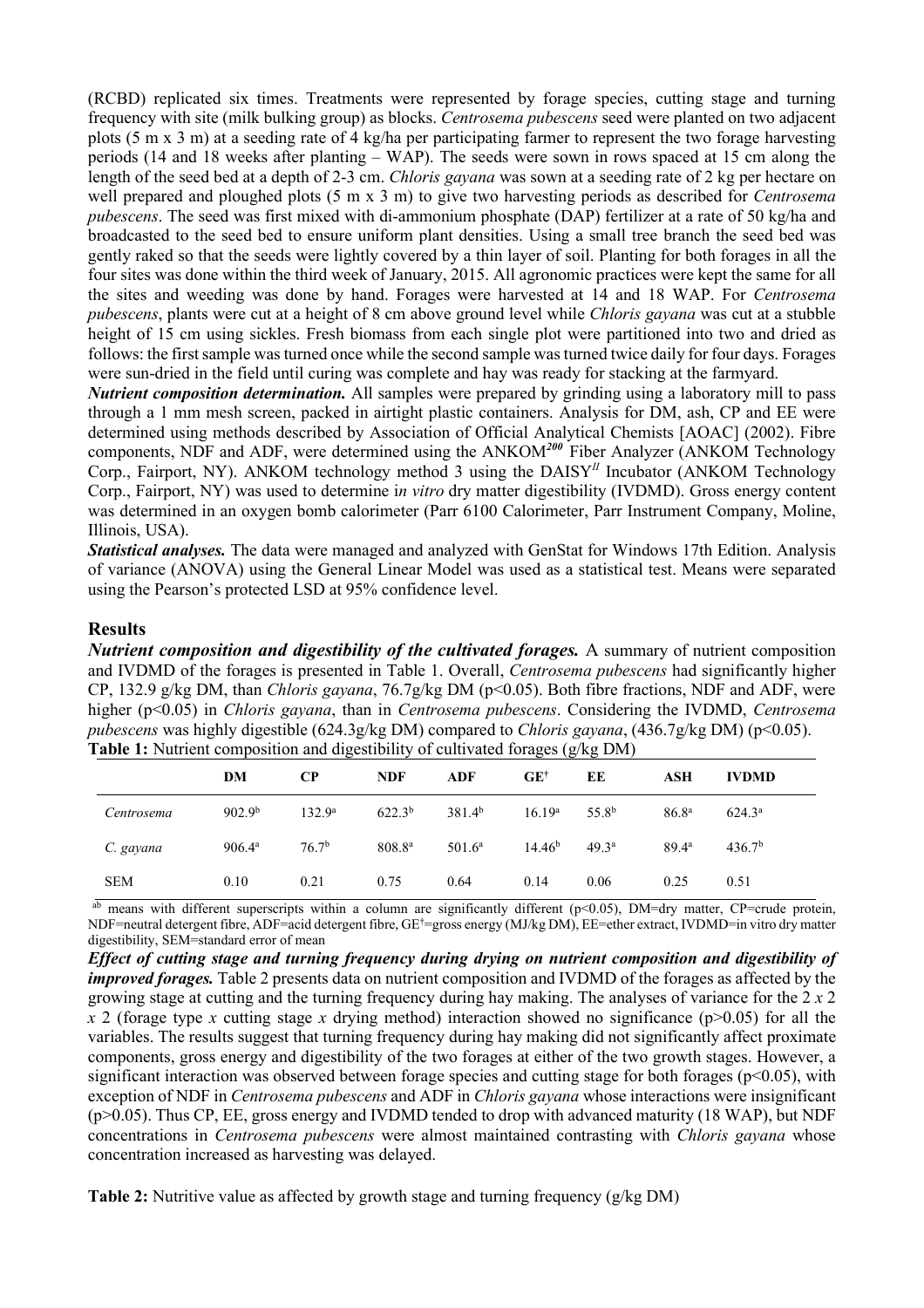(RCBD) replicated six times. Treatments were represented by forage species, cutting stage and turning frequency with site (milk bulking group) as blocks. *Centrosema pubescens* seed were planted on two adjacent plots (5 m x 3 m) at a seeding rate of 4 kg/ha per participating farmer to represent the two forage harvesting periods (14 and 18 weeks after planting – WAP). The seeds were sown in rows spaced at 15 cm along the length of the seed bed at a depth of 2-3 cm. *Chloris gayana* was sown at a seeding rate of 2 kg per hectare on well prepared and ploughed plots (5 m x 3 m) to give two harvesting periods as described for *Centrosema pubescens*. The seed was first mixed with di-ammonium phosphate (DAP) fertilizer at a rate of 50 kg/ha and broadcasted to the seed bed to ensure uniform plant densities. Using a small tree branch the seed bed was gently raked so that the seeds were lightly covered by a thin layer of soil. Planting for both forages in all the four sites was done within the third week of January, 2015. All agronomic practices were kept the same for all the sites and weeding was done by hand. Forages were harvested at 14 and 18 WAP. For *Centrosema pubescens*, plants were cut at a height of 8 cm above ground level while *Chloris gayana* was cut at a stubble height of 15 cm using sickles. Fresh biomass from each single plot were partitioned into two and dried as follows: the first sample was turned once while the second sample was turned twice daily for four days. Forages were sun-dried in the field until curing was complete and hay was ready for stacking at the farmyard.

***Nutrient composition determination.*** All samples were prepared by grinding using a laboratory mill to pass through a 1 mm mesh screen, packed in airtight plastic containers. Analysis for DM, ash, CP and EE were determined using methods described by Association of Official Analytical Chemists [AOAC] (2002). Fibre components, NDF and ADF, were determined using the ANKOM[200] Fiber Analyzer (ANKOM Technology Corp., Fairport, NY). ANKOM technology method 3 using the DAISY[II] Incubator (ANKOM Technology Corp., Fairport, NY) was used to determine i*n vitro* dry matter digestibility (IVDMD). Gross energy content was determined in an oxygen bomb calorimeter (Parr 6100 Calorimeter, Parr Instrument Company, Moline, Illinois, USA).

***Statistical analyses.*** The data were managed and analyzed with GenStat for Windows 17th Edition. Analysis of variance (ANOVA) using the General Linear Model was used as a statistical test. Means were separated using the Pearson's protected LSD at 95% confidence level.

## Results

***Nutrient composition and digestibility of the cultivated forages.*** A summary of nutrient composition and IVDMD of the forages is presented in Table 1. Overall, *Centrosema pubescens* had significantly higher CP, 132.9 g/kg DM, than *Chloris gayana*, 76.7g/kg DM ($p<0.05$). Both fibre fractions, NDF and ADF, were higher ($p<0.05$) in *Chloris gayana*, than in *Centrosema pubescens*. Considering the IVDMD, *Centrosema pubescens* was highly digestible (624.3g/kg DM) compared to *Chloris gayana*, (436.7g/kg DM) ($p<0.05$).

**Table 1:** Nutrient composition and digestibility of cultivated forages (g/kg DM)

| | DM | CP | NDF | ADF | GE[†] | EE | ASH | IVDMD |
|---|---|---|---|---|---|---|---|---|
| *Centrosema* | 902.9[b] | 132.9[a] | 622.3[b] | 381.4[b] | 16.19[a] | 55.8[b] | 86.8[a] | 624.3[a] |
| *C. gayana* | 906.4[a] | 76.7[b] | 808.8[a] | 501.6[a] | 14.46[b] | 49.3[a] | 89.4[a] | 436.7[b] |
| SEM | 0.10 | 0.21 | 0.75 | 0.64 | 0.14 | 0.06 | 0.25 | 0.51 |

[ab] means with different superscripts within a column are significantly different ($p<0.05$), DM=dry matter, CP=crude protein, NDF=neutral detergent fibre, ADF=acid detergent fibre, GE[†]=gross energy (MJ/kg DM), EE=ether extract, IVDMD=in vitro dry matter digestibility, SEM=standard error of mean

***Effect of cutting stage and turning frequency during drying on nutrient composition and digestibility of improved forages.*** Table 2 presents data on nutrient composition and IVDMD of the forages as affected by the growing stage at cutting and the turning frequency during hay making. The analyses of variance for the 2 *x* 2 *x* 2 (forage type *x* cutting stage *x* drying method) interaction showed no significance ($p>0.05$) for all the variables. The results suggest that turning frequency during hay making did not significantly affect proximate components, gross energy and digestibility of the two forages at either of the two growth stages. However, a significant interaction was observed between forage species and cutting stage for both forages ($p<0.05$), with exception of NDF in *Centrosema pubescens* and ADF in *Chloris gayana* whose interactions were insignificant ($p>0.05$). Thus CP, EE, gross energy and IVDMD tended to drop with advanced maturity (18 WAP), but NDF concentrations in *Centrosema pubescens* were almost maintained contrasting with *Chloris gayana* whose concentration increased as harvesting was delayed.

**Table 2:** Nutritive value as affected by growth stage and turning frequency (g/kg DM)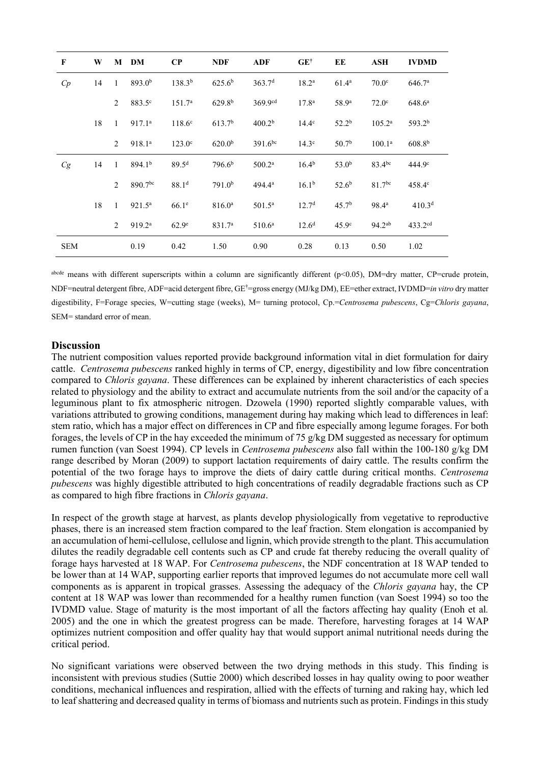| F | W | M | DM | CP | NDF | ADF | GE† | EE | ASH | IVDMD |
|---|---|---|---|---|---|---|---|---|---|---|
| *Cp* | 14 | 1 | $893.0^{b}$ | $138.3^{b}$ | $625.6^{b}$ | $363.7^{d}$ | $18.2^{a}$ | $61.4^{a}$ | $70.0^{c}$ | $646.7^{a}$ |
| | | 2 | $883.5^{c}$ | $151.7^{a}$ | $629.8^{b}$ | $369.9^{cd}$ | $17.8^{a}$ | $58.9^{a}$ | $72.0^{c}$ | $648.6^{a}$ |
| | 18 | 1 | $917.1^{a}$ | $118.6^{c}$ | $613.7^{b}$ | $400.2^{b}$ | $14.4^{c}$ | $52.2^{b}$ | $105.2^{a}$ | $593.2^{b}$ |
| | | 2 | $918.1^{a}$ | $123.0^{c}$ | $620.0^{b}$ | $391.6^{bc}$ | $14.3^{c}$ | $50.7^{b}$ | $100.1^{a}$ | $608.8^{b}$ |
| *Cg* | 14 | 1 | $894.1^{b}$ | $89.5^{d}$ | $796.6^{b}$ | $500.2^{a}$ | $16.4^{b}$ | $53.0^{b}$ | $83.4^{bc}$ | $444.9^{c}$ |
| | | 2 | $890.7^{bc}$ | $88.1^{d}$ | $791.0^{b}$ | $494.4^{a}$ | $16.1^{b}$ | $52.6^{b}$ | $81.7^{bc}$ | $458.4^{c}$ |
| | 18 | 1 | $921.5^{a}$ | $66.1^{e}$ | $816.0^{a}$ | $501.5^{a}$ | $12.7^{d}$ | $45.7^{b}$ | $98.4^{a}$ | $410.3^{d}$ |
| | | 2 | $919.2^{a}$ | $62.9^{e}$ | $831.7^{a}$ | $510.6^{a}$ | $12.6^{d}$ | $45.9^{c}$ | $94.2^{ab}$ | $433.2^{cd}$ |
| SEM | | | 0.19 | 0.42 | 1.50 | 0.90 | 0.28 | 0.13 | 0.50 | 1.02 |

[abcde] means with different superscripts within a column are significantly different ($p<0.05$), DM=dry matter, CP=crude protein, NDF=neutral detergent fibre, ADF=acid detergent fibre, GE†=gross energy (MJ/kg DM), EE=ether extract, IVDMD=*in vitro* dry matter digestibility, F=Forage species, W=cutting stage (weeks), M= turning protocol, Cp.=*Centrosema pubescens*, Cg=*Chloris gayana*, SEM= standard error of mean.

## Discussion

The nutrient composition values reported provide background information vital in diet formulation for dairy cattle. *Centrosema pubescens* ranked highly in terms of CP, energy, digestibility and low fibre concentration compared to *Chloris gayana*. These differences can be explained by inherent characteristics of each species related to physiology and the ability to extract and accumulate nutrients from the soil and/or the capacity of a leguminous plant to fix atmospheric nitrogen. Dzowela (1990) reported slightly comparable values, with variations attributed to growing conditions, management during hay making which lead to differences in leaf: stem ratio, which has a major effect on differences in CP and fibre especially among legume forages. For both forages, the levels of CP in the hay exceeded the minimum of 75 g/kg DM suggested as necessary for optimum rumen function (van Soest 1994). CP levels in *Centrosema pubescens* also fall within the 100-180 g/kg DM range described by Moran (2009) to support lactation requirements of dairy cattle. The results confirm the potential of the two forage hays to improve the diets of dairy cattle during critical months. *Centrosema pubescens* was highly digestible attributed to high concentrations of readily degradable fractions such as CP as compared to high fibre fractions in *Chloris gayana*.

In respect of the growth stage at harvest, as plants develop physiologically from vegetative to reproductive phases, there is an increased stem fraction compared to the leaf fraction. Stem elongation is accompanied by an accumulation of hemi-cellulose, cellulose and lignin, which provide strength to the plant. This accumulation dilutes the readily degradable cell contents such as CP and crude fat thereby reducing the overall quality of forage hays harvested at 18 WAP. For *Centrosema pubescens*, the NDF concentration at 18 WAP tended to be lower than at 14 WAP, supporting earlier reports that improved legumes do not accumulate more cell wall components as is apparent in tropical grasses. Assessing the adequacy of the *Chloris gayana* hay, the CP content at 18 WAP was lower than recommended for a healthy rumen function (van Soest 1994) so too the IVDMD value. Stage of maturity is the most important of all the factors affecting hay quality (Enoh et al*.* 2005) and the one in which the greatest progress can be made. Therefore, harvesting forages at 14 WAP optimizes nutrient composition and offer quality hay that would support animal nutritional needs during the critical period.

No significant variations were observed between the two drying methods in this study. This finding is inconsistent with previous studies (Suttie 2000) which described losses in hay quality owing to poor weather conditions, mechanical influences and respiration, allied with the effects of turning and raking hay, which led to leaf shattering and decreased quality in terms of biomass and nutrients such as protein. Findings in this study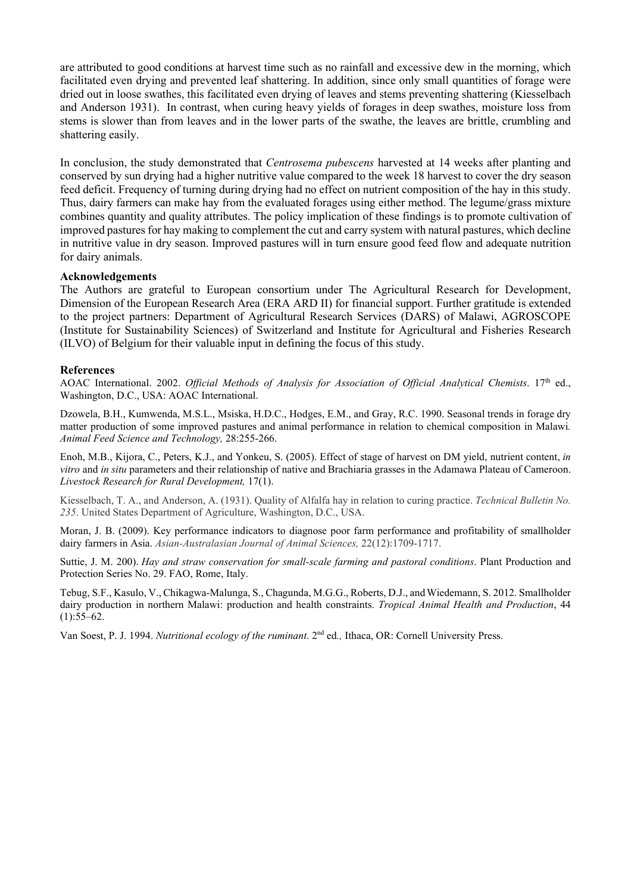are attributed to good conditions at harvest time such as no rainfall and excessive dew in the morning, which facilitated even drying and prevented leaf shattering. In addition, since only small quantities of forage were dried out in loose swathes, this facilitated even drying of leaves and stems preventing shattering (Kiesselbach and Anderson 1931). In contrast, when curing heavy yields of forages in deep swathes, moisture loss from stems is slower than from leaves and in the lower parts of the swathe, the leaves are brittle, crumbling and shattering easily.

In conclusion, the study demonstrated that *Centrosema pubescens* harvested at 14 weeks after planting and conserved by sun drying had a higher nutritive value compared to the week 18 harvest to cover the dry season feed deficit. Frequency of turning during drying had no effect on nutrient composition of the hay in this study. Thus, dairy farmers can make hay from the evaluated forages using either method. The legume/grass mixture combines quantity and quality attributes. The policy implication of these findings is to promote cultivation of improved pastures for hay making to complement the cut and carry system with natural pastures, which decline in nutritive value in dry season. Improved pastures will in turn ensure good feed flow and adequate nutrition for dairy animals.

**Acknowledgements**

The Authors are grateful to European consortium under The Agricultural Research for Development, Dimension of the European Research Area (ERA ARD II) for financial support. Further gratitude is extended to the project partners: Department of Agricultural Research Services (DARS) of Malawi, AGROSCOPE (Institute for Sustainability Sciences) of Switzerland and Institute for Agricultural and Fisheries Research (ILVO) of Belgium for their valuable input in defining the focus of this study.

**References**

AOAC International. 2002. *Official Methods of Analysis for Association of Official Analytical Chemists*. 17th ed., Washington, D.C., USA: AOAC International.

Dzowela, B.H., Kumwenda, M.S.L., Msiska, H.D.C., Hodges, E.M., and Gray, R.C. 1990. Seasonal trends in forage dry matter production of some improved pastures and animal performance in relation to chemical composition in Malawi. *Animal Feed Science and Technology,* 28:255-266.

Enoh, M.B., Kijora, C., Peters, K.J., and Yonkeu, S. (2005). Effect of stage of harvest on DM yield, nutrient content, *in vitro* and *in situ* parameters and their relationship of native and Brachiaria grasses in the Adamawa Plateau of Cameroon. *Livestock Research for Rural Development,* 17(1).

Kiesselbach, T. A., and Anderson, A. (1931). Quality of Alfalfa hay in relation to curing practice. *Technical Bulletin No. 235*. United States Department of Agriculture, Washington, D.C., USA.

Moran, J. B. (2009). Key performance indicators to diagnose poor farm performance and profitability of smallholder dairy farmers in Asia. *Asian-Australasian Journal of Animal Sciences,* 22(12):1709-1717.

Suttie, J. M. 200). *Hay and straw conservation for small-scale farming and pastoral conditions*. Plant Production and Protection Series No. 29. FAO, Rome, Italy.

Tebug, S.F., Kasulo, V., Chikagwa-Malunga, S., Chagunda, M.G.G., Roberts, D.J., and Wiedemann, S. 2012. Smallholder dairy production in northern Malawi: production and health constraints. *Tropical Animal Health and Production*, 44 (1):55–62.

Van Soest, P. J. 1994. *Nutritional ecology of the ruminant*. 2nd ed.*,* Ithaca, OR: Cornell University Press.